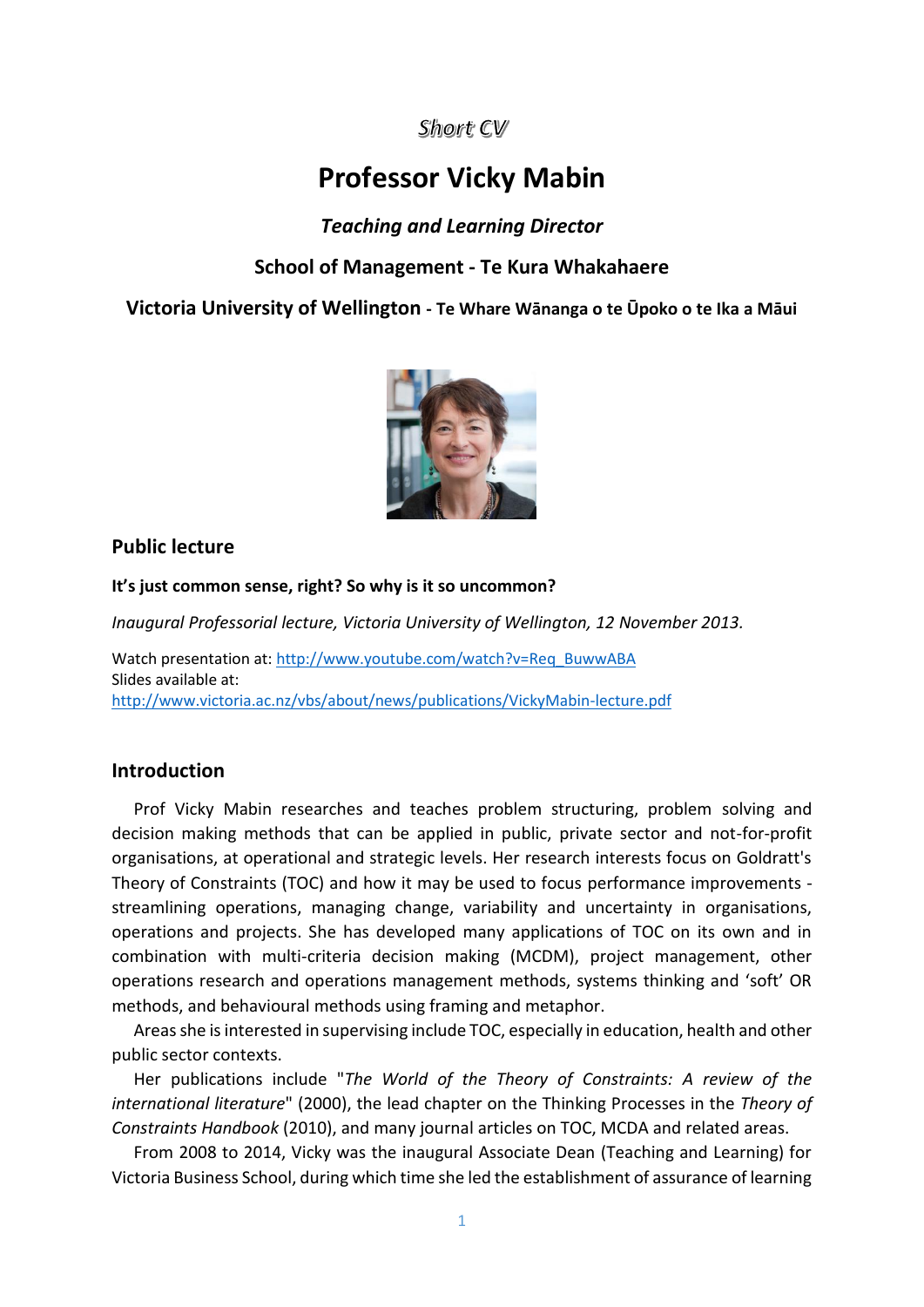*Short CV*

# Professor Vicky Mabin

***Teaching and Learning Director***

**School of Management - Te Kura Whakahaere**

**Victoria University of Wellington - Te Whare Wānanga o te Ūpoko o te Ika a Māui**

## Public lecture

**It's just common sense, right? So why is it so uncommon?**

*Inaugural Professorial lecture, Victoria University of Wellington, 12 November 2013.*

Watch presentation at: http://www.youtube.com/watch?v=Req_BuwwABA
Slides available at:
http://www.victoria.ac.nz/vbs/about/news/publications/VickyMabin-lecture.pdf

## Introduction

Prof Vicky Mabin researches and teaches problem structuring, problem solving and decision making methods that can be applied in public, private sector and not-for-profit organisations, at operational and strategic levels. Her research interests focus on Goldratt's Theory of Constraints (TOC) and how it may be used to focus performance improvements - streamlining operations, managing change, variability and uncertainty in organisations, operations and projects. She has developed many applications of TOC on its own and in combination with multi-criteria decision making (MCDM), project management, other operations research and operations management methods, systems thinking and 'soft' OR methods, and behavioural methods using framing and metaphor.

Areas she is interested in supervising include TOC, especially in education, health and other public sector contexts.

Her publications include "*The World of the Theory of Constraints: A review of the international literature*" (2000), the lead chapter on the Thinking Processes in the *Theory of Constraints Handbook* (2010), and many journal articles on TOC, MCDA and related areas.

From 2008 to 2014, Vicky was the inaugural Associate Dean (Teaching and Learning) for Victoria Business School, during which time she led the establishment of assurance of learning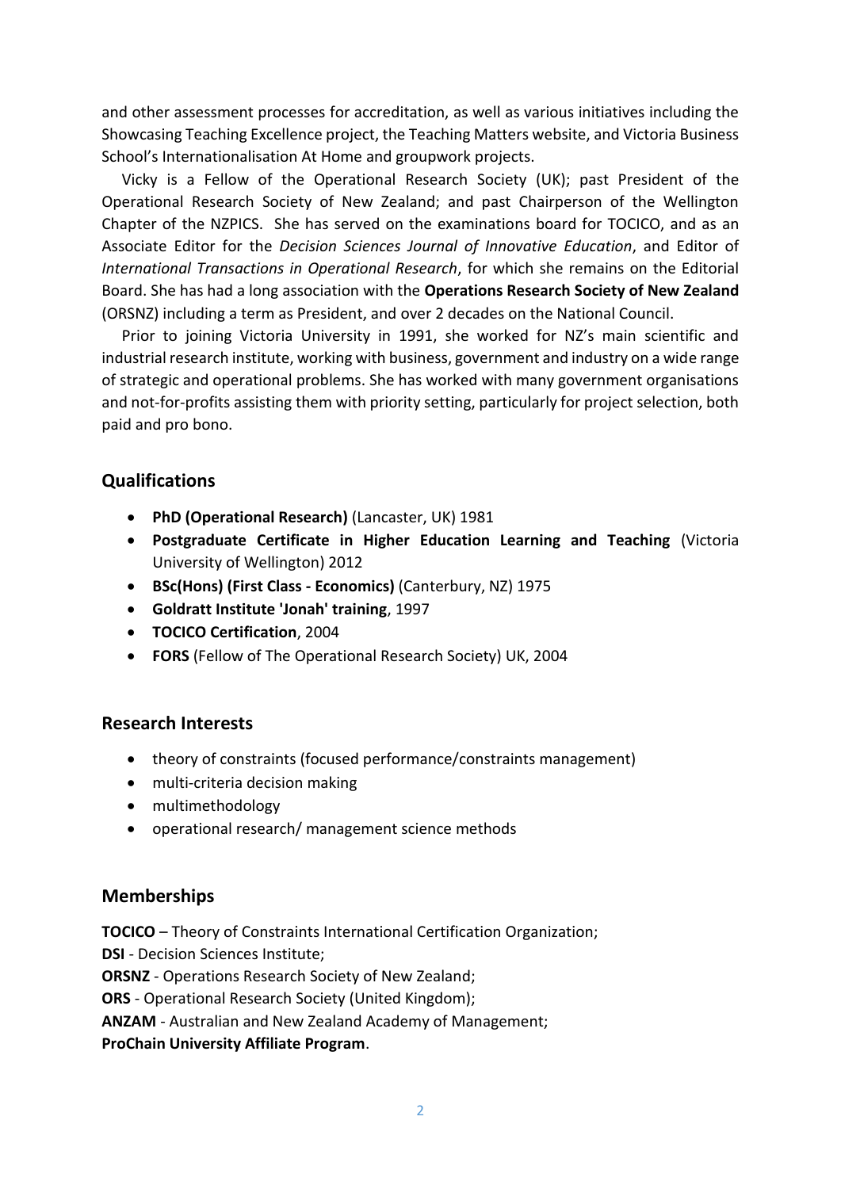and other assessment processes for accreditation, as well as various initiatives including the Showcasing Teaching Excellence project, the Teaching Matters website, and Victoria Business School's Internationalisation At Home and groupwork projects.

Vicky is a Fellow of the Operational Research Society (UK); past President of the Operational Research Society of New Zealand; and past Chairperson of the Wellington Chapter of the NZPICS. She has served on the examinations board for TOCICO, and as an Associate Editor for the *Decision Sciences Journal of Innovative Education*, and Editor of *International Transactions in Operational Research*, for which she remains on the Editorial Board. She has had a long association with the **Operations Research Society of New Zealand** (ORSNZ) including a term as President, and over 2 decades on the National Council.

Prior to joining Victoria University in 1991, she worked for NZ's main scientific and industrial research institute, working with business, government and industry on a wide range of strategic and operational problems. She has worked with many government organisations and not-for-profits assisting them with priority setting, particularly for project selection, both paid and pro bono.

## Qualifications

- **PhD (Operational Research)** (Lancaster, UK) 1981
- **Postgraduate Certificate in Higher Education Learning and Teaching** (Victoria University of Wellington) 2012
- **BSc(Hons) (First Class - Economics)** (Canterbury, NZ) 1975
- **Goldratt Institute 'Jonah' training**, 1997
- **TOCICO Certification**, 2004
- **FORS** (Fellow of The Operational Research Society) UK, 2004

## Research Interests

- theory of constraints (focused performance/constraints management)
- multi-criteria decision making
- multimethodology
- operational research/ management science methods

## Memberships

**TOCICO** – Theory of Constraints International Certification Organization;
**DSI** - Decision Sciences Institute;
**ORSNZ** - Operations Research Society of New Zealand;
**ORS** - Operational Research Society (United Kingdom);
**ANZAM** - Australian and New Zealand Academy of Management;
**ProChain University Affiliate Program**.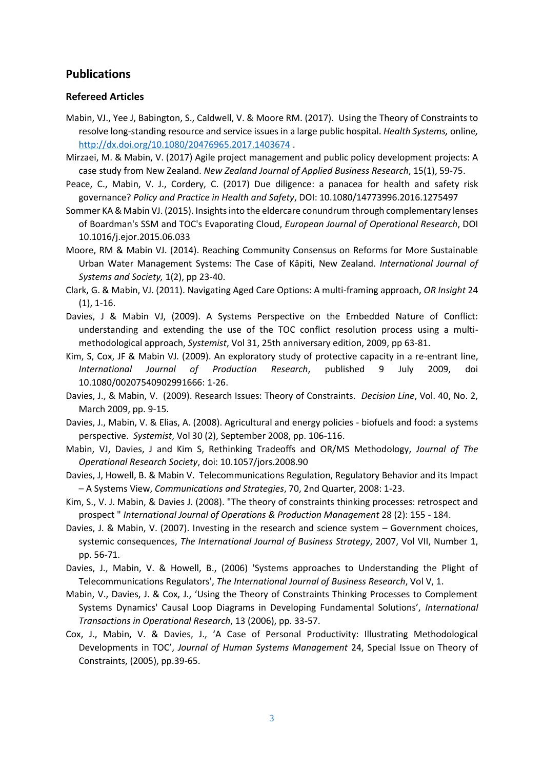## Publications

### Refereed Articles

Mabin, VJ., Yee J, Babington, S., Caldwell, V. & Moore RM. (2017). Using the Theory of Constraints to resolve long-standing resource and service issues in a large public hospital. *Health Systems,* online*,* http://dx.doi.org/10.1080/20476965.2017.1403674 .

Mirzaei, M. & Mabin, V. (2017) Agile project management and public policy development projects: A case study from New Zealand. *New Zealand Journal of Applied Business Research*, 15(1), 59-75.

Peace, C., Mabin, V. J., Cordery, C. (2017) Due diligence: a panacea for health and safety risk governance? *Policy and Practice in Health and Safety*, DOI: 10.1080/14773996.2016.1275497

Sommer KA & Mabin VJ. (2015). Insights into the eldercare conundrum through complementary lenses of Boardman's SSM and TOC's Evaporating Cloud, *European Journal of Operational Research*, DOI 10.1016/j.ejor.2015.06.033

Moore, RM & Mabin VJ. (2014). Reaching Community Consensus on Reforms for More Sustainable Urban Water Management Systems: The Case of Kāpiti, New Zealand. *International Journal of Systems and Society,* 1(2), pp 23-40.

Clark, G. & Mabin, VJ. (2011). Navigating Aged Care Options: A multi-framing approach, *OR Insight* 24 (1), 1-16.

Davies, J & Mabin VJ, (2009). A Systems Perspective on the Embedded Nature of Conflict: understanding and extending the use of the TOC conflict resolution process using a multi-methodological approach, *Systemist*, Vol 31, 25th anniversary edition, 2009, pp 63-81.

Kim, S, Cox, JF & Mabin VJ. (2009). An exploratory study of protective capacity in a re-entrant line, *International Journal of Production Research*, published 9 July 2009, doi 10.1080/00207540902991666: 1-26.

Davies, J., & Mabin, V. (2009). Research Issues: Theory of Constraints. *Decision Line*, Vol. 40, No. 2, March 2009, pp. 9-15.

Davies, J., Mabin, V. & Elias, A. (2008). Agricultural and energy policies - biofuels and food: a systems perspective. *Systemist*, Vol 30 (2), September 2008, pp. 106-116.

Mabin, VJ, Davies, J and Kim S, Rethinking Tradeoffs and OR/MS Methodology, *Journal of The Operational Research Society*, doi: 10.1057/jors.2008.90

Davies, J, Howell, B. & Mabin V. Telecommunications Regulation, Regulatory Behavior and its Impact – A Systems View, *Communications and Strategies*, 70, 2nd Quarter, 2008: 1-23.

Kim, S., V. J. Mabin, & Davies J. (2008). "The theory of constraints thinking processes: retrospect and prospect " *International Journal of Operations & Production Management* 28 (2): 155 - 184.

Davies, J. & Mabin, V. (2007). Investing in the research and science system – Government choices, systemic consequences, *The International Journal of Business Strategy*, 2007, Vol VII, Number 1, pp. 56-71.

Davies, J., Mabin, V. & Howell, B., (2006) 'Systems approaches to Understanding the Plight of Telecommunications Regulators', *The International Journal of Business Research*, Vol V, 1.

Mabin, V., Davies, J. & Cox, J., 'Using the Theory of Constraints Thinking Processes to Complement Systems Dynamics' Causal Loop Diagrams in Developing Fundamental Solutions', *International Transactions in Operational Research*, 13 (2006), pp. 33-57.

Cox, J., Mabin, V. & Davies, J., 'A Case of Personal Productivity: Illustrating Methodological Developments in TOC', *Journal of Human Systems Management* 24, Special Issue on Theory of Constraints, (2005), pp.39-65.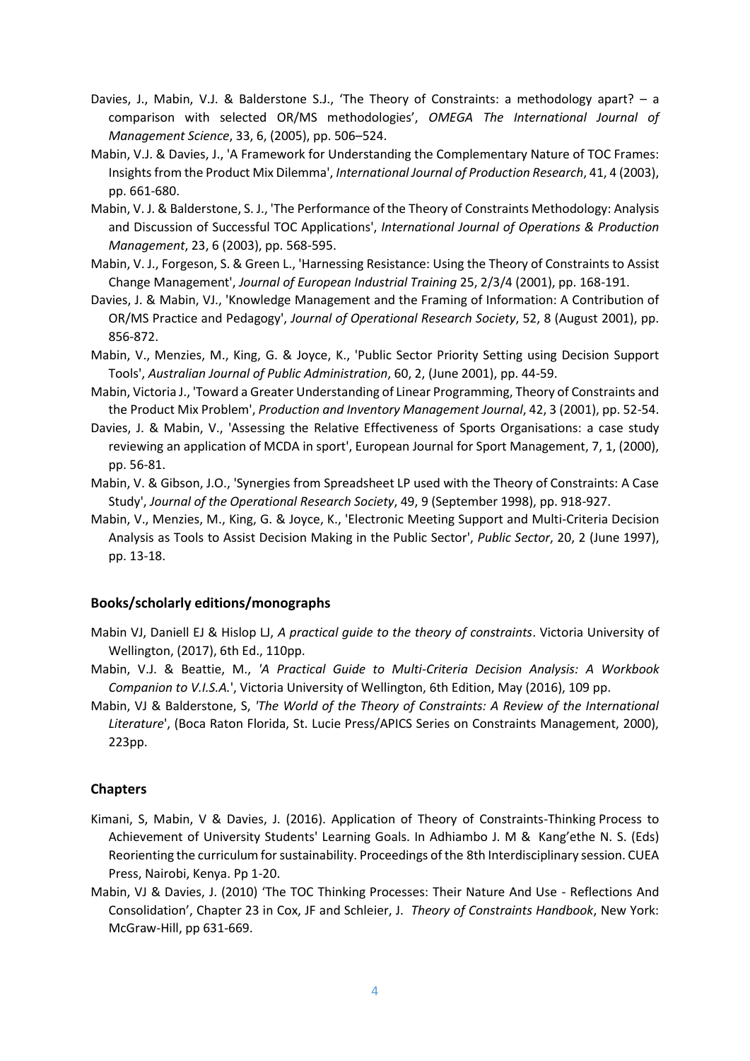Davies, J., Mabin, V.J. & Balderstone S.J., 'The Theory of Constraints: a methodology apart? – a comparison with selected OR/MS methodologies', *OMEGA The International Journal of Management Science*, 33, 6, (2005), pp. 506–524.

Mabin, V.J. & Davies, J., 'A Framework for Understanding the Complementary Nature of TOC Frames: Insights from the Product Mix Dilemma', *International Journal of Production Research*, 41, 4 (2003), pp. 661-680.

Mabin, V. J. & Balderstone, S. J., 'The Performance of the Theory of Constraints Methodology: Analysis and Discussion of Successful TOC Applications', *International Journal of Operations & Production Management*, 23, 6 (2003), pp. 568-595.

Mabin, V. J., Forgeson, S. & Green L., 'Harnessing Resistance: Using the Theory of Constraints to Assist Change Management', *Journal of European Industrial Training* 25, 2/3/4 (2001), pp. 168-191.

Davies, J. & Mabin, VJ., 'Knowledge Management and the Framing of Information: A Contribution of OR/MS Practice and Pedagogy', *Journal of Operational Research Society*, 52, 8 (August 2001), pp. 856-872.

Mabin, V., Menzies, M., King, G. & Joyce, K., 'Public Sector Priority Setting using Decision Support Tools', *Australian Journal of Public Administration*, 60, 2, (June 2001), pp. 44-59.

Mabin, Victoria J., 'Toward a Greater Understanding of Linear Programming, Theory of Constraints and the Product Mix Problem', *Production and Inventory Management Journal*, 42, 3 (2001), pp. 52-54.

Davies, J. & Mabin, V., 'Assessing the Relative Effectiveness of Sports Organisations: a case study reviewing an application of MCDA in sport', European Journal for Sport Management, 7, 1, (2000), pp. 56-81.

Mabin, V. & Gibson, J.O., 'Synergies from Spreadsheet LP used with the Theory of Constraints: A Case Study', *Journal of the Operational Research Society*, 49, 9 (September 1998), pp. 918-927.

Mabin, V., Menzies, M., King, G. & Joyce, K., 'Electronic Meeting Support and Multi-Criteria Decision Analysis as Tools to Assist Decision Making in the Public Sector', *Public Sector*, 20, 2 (June 1997), pp. 13-18.

### Books/scholarly editions/monographs

Mabin VJ, Daniell EJ & Hislop LJ, *A practical guide to the theory of constraints*. Victoria University of Wellington, (2017), 6th Ed., 110pp.

Mabin, V.J. & Beattie, M., *'A Practical Guide to Multi-Criteria Decision Analysis: A Workbook Companion to V.I.S.A.*', Victoria University of Wellington, 6th Edition, May (2016), 109 pp.

Mabin, VJ & Balderstone, S, *'The World of the Theory of Constraints: A Review of the International Literature*', (Boca Raton Florida, St. Lucie Press/APICS Series on Constraints Management, 2000), 223pp.

### Chapters

Kimani, S, Mabin, V & Davies, J. (2016). Application of Theory of Constraints-Thinking Process to Achievement of University Students' Learning Goals. In Adhiambo J. M & Kang'ethe N. S. (Eds) Reorienting the curriculum for sustainability. Proceedings of the 8th Interdisciplinary session. CUEA Press, Nairobi, Kenya. Pp 1-20.

Mabin, VJ & Davies, J. (2010) 'The TOC Thinking Processes: Their Nature And Use - Reflections And Consolidation', Chapter 23 in Cox, JF and Schleier, J. *Theory of Constraints Handbook*, New York: McGraw-Hill, pp 631-669.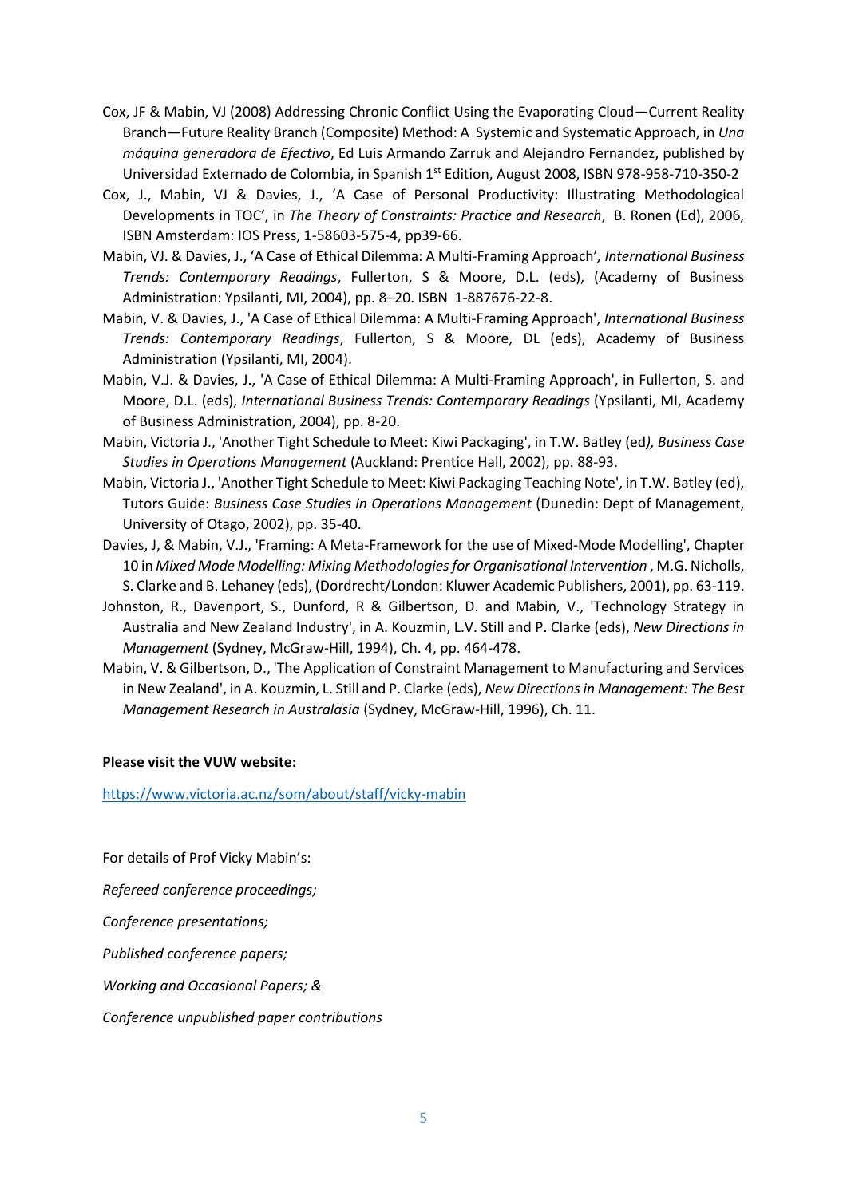Cox, JF & Mabin, VJ (2008) Addressing Chronic Conflict Using the Evaporating Cloud—Current Reality Branch—Future Reality Branch (Composite) Method: A Systemic and Systematic Approach, in *Una máquina generadora de Efectivo*, Ed Luis Armando Zarruk and Alejandro Fernandez, published by Universidad Externado de Colombia, in Spanish 1st Edition, August 2008, ISBN 978-958-710-350-2

Cox, J., Mabin, VJ & Davies, J., 'A Case of Personal Productivity: Illustrating Methodological Developments in TOC', in *The Theory of Constraints: Practice and Research*, B. Ronen (Ed), 2006, ISBN Amsterdam: IOS Press, 1-58603-575-4, pp39-66.

Mabin, VJ. & Davies, J., 'A Case of Ethical Dilemma: A Multi-Framing Approach'*, International Business Trends: Contemporary Readings*, Fullerton, S & Moore, D.L. (eds), (Academy of Business Administration: Ypsilanti, MI, 2004), pp. 8–20. ISBN 1-887676-22-8.

Mabin, V. & Davies, J., 'A Case of Ethical Dilemma: A Multi-Framing Approach', *International Business Trends: Contemporary Readings*, Fullerton, S & Moore, DL (eds), Academy of Business Administration (Ypsilanti, MI, 2004).

Mabin, V.J. & Davies, J., 'A Case of Ethical Dilemma: A Multi-Framing Approach', in Fullerton, S. and Moore, D.L. (eds), *International Business Trends: Contemporary Readings* (Ypsilanti, MI, Academy of Business Administration, 2004), pp. 8-20.

Mabin, Victoria J., 'Another Tight Schedule to Meet: Kiwi Packaging', in T.W. Batley (ed*), Business Case Studies in Operations Management* (Auckland: Prentice Hall, 2002), pp. 88-93.

Mabin, Victoria J., 'Another Tight Schedule to Meet: Kiwi Packaging Teaching Note', in T.W. Batley (ed), Tutors Guide: *Business Case Studies in Operations Management* (Dunedin: Dept of Management, University of Otago, 2002), pp. 35-40.

Davies, J, & Mabin, V.J., 'Framing: A Meta-Framework for the use of Mixed-Mode Modelling', Chapter 10 in *Mixed Mode Modelling: Mixing Methodologies for Organisational Intervention* , M.G. Nicholls, S. Clarke and B. Lehaney (eds), (Dordrecht/London: Kluwer Academic Publishers, 2001), pp. 63-119.

Johnston, R., Davenport, S., Dunford, R & Gilbertson, D. and Mabin, V., 'Technology Strategy in Australia and New Zealand Industry', in A. Kouzmin, L.V. Still and P. Clarke (eds), *New Directions in Management* (Sydney, McGraw-Hill, 1994), Ch. 4, pp. 464-478.

Mabin, V. & Gilbertson, D., 'The Application of Constraint Management to Manufacturing and Services in New Zealand', in A. Kouzmin, L. Still and P. Clarke (eds), *New Directions in Management: The Best Management Research in Australasia* (Sydney, McGraw-Hill, 1996), Ch. 11.

**Please visit the VUW website:**

https://www.victoria.ac.nz/som/about/staff/vicky-mabin

For details of Prof Vicky Mabin's:

*Refereed conference proceedings;*

*Conference presentations;*

*Published conference papers;*

*Working and Occasional Papers; &*

*Conference unpublished paper contributions*